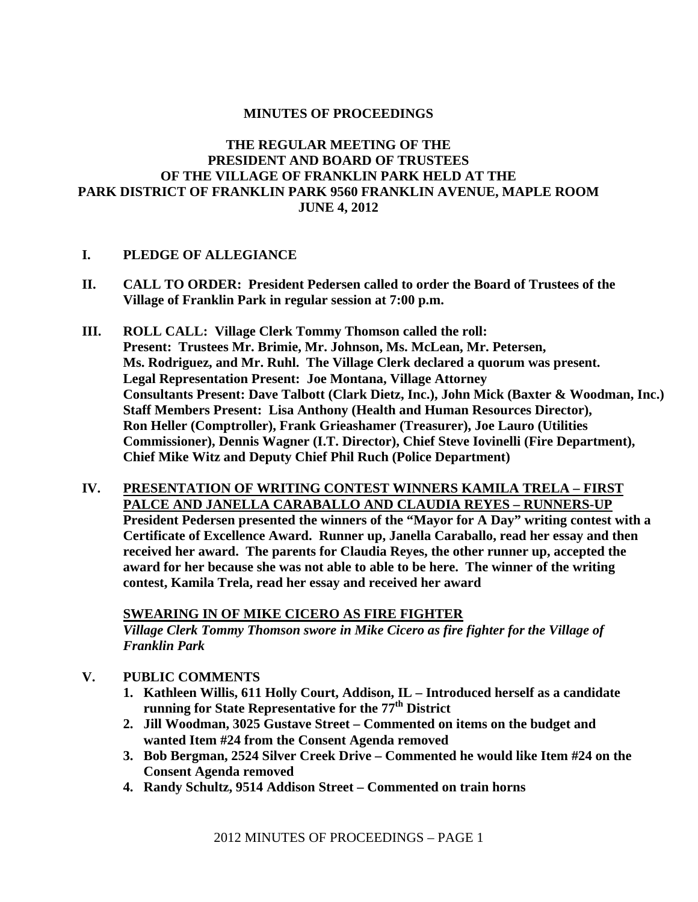**MINUTES OF PROCEEDINGS**

**THE REGULAR MEETING OF THE PRESIDENT AND BOARD OF TRUSTEES OF THE VILLAGE OF FRANKLIN PARK HELD AT THE PARK DISTRICT OF FRANKLIN PARK 9560 FRANKLIN AVENUE, MAPLE ROOM JUNE 4, 2012**

**I. PLEDGE OF ALLEGIANCE**

**II. CALL TO ORDER: President Pedersen called to order the Board of Trustees of the Village of Franklin Park in regular session at 7:00 p.m.**

**III. ROLL CALL: Village Clerk Tommy Thomson called the roll:**
**Present: Trustees Mr. Brimie, Mr. Johnson, Ms. McLean, Mr. Petersen, Ms. Rodriguez, and Mr. Ruhl. The Village Clerk declared a quorum was present.**
**Legal Representation Present: Joe Montana, Village Attorney**
**Consultants Present: Dave Talbott (Clark Dietz, Inc.), John Mick (Baxter & Woodman, Inc.)**
**Staff Members Present: Lisa Anthony (Health and Human Resources Director), Ron Heller (Comptroller), Frank Grieashamer (Treasurer), Joe Lauro (Utilities Commissioner), Dennis Wagner (I.T. Director), Chief Steve Iovinelli (Fire Department), Chief Mike Witz and Deputy Chief Phil Ruch (Police Department)**

**IV. <u>PRESENTATION OF WRITING CONTEST WINNERS KAMILA TRELA – FIRST PALCE AND JANELLA CARABALLO AND CLAUDIA REYES – RUNNERS-UP</u>**
**President Pedersen presented the winners of the "Mayor for A Day" writing contest with a Certificate of Excellence Award. Runner up, Janella Caraballo, read her essay and then received her award. The parents for Claudia Reyes, the other runner up, accepted the award for her because she was not able to able to be here. The winner of the writing contest, Kamila Trela, read her essay and received her award**

**<u>SWEARING IN OF MIKE CICERO AS FIRE FIGHTER</u>**
***Village Clerk Tommy Thomson swore in Mike Cicero as fire fighter for the Village of Franklin Park***

**V. PUBLIC COMMENTS**

1. **Kathleen Willis, 611 Holly Court, Addison, IL – Introduced herself as a candidate running for State Representative for the 77th District**
2. **Jill Woodman, 3025 Gustave Street – Commented on items on the budget and wanted Item #24 from the Consent Agenda removed**
3. **Bob Bergman, 2524 Silver Creek Drive – Commented he would like Item #24 on the Consent Agenda removed**
4. **Randy Schultz, 9514 Addison Street – Commented on train horns**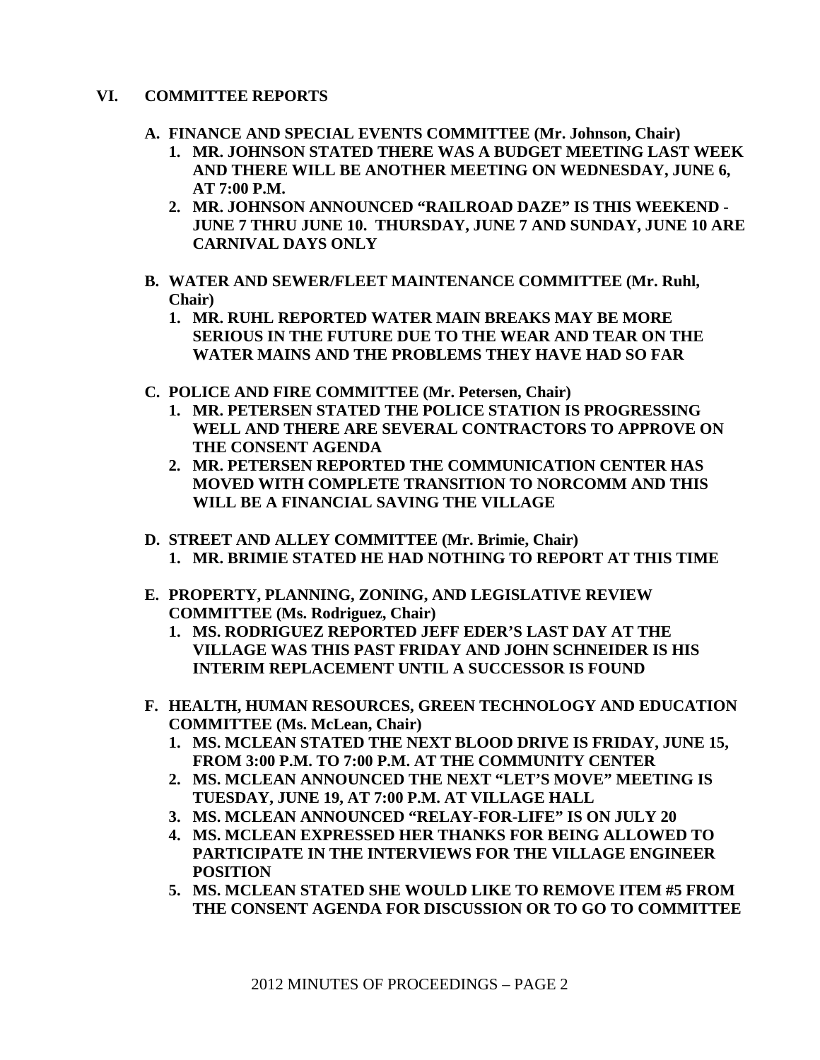## VI. COMMITTEE REPORTS

**A. FINANCE AND SPECIAL EVENTS COMMITTEE (Mr. Johnson, Chair)**

1. **MR. JOHNSON STATED THERE WAS A BUDGET MEETING LAST WEEK AND THERE WILL BE ANOTHER MEETING ON WEDNESDAY, JUNE 6, AT 7:00 P.M.**
2. **MR. JOHNSON ANNOUNCED "RAILROAD DAZE" IS THIS WEEKEND - JUNE 7 THRU JUNE 10. THURSDAY, JUNE 7 AND SUNDAY, JUNE 10 ARE CARNIVAL DAYS ONLY**

**B. WATER AND SEWER/FLEET MAINTENANCE COMMITTEE (Mr. Ruhl, Chair)**

1. **MR. RUHL REPORTED WATER MAIN BREAKS MAY BE MORE SERIOUS IN THE FUTURE DUE TO THE WEAR AND TEAR ON THE WATER MAINS AND THE PROBLEMS THEY HAVE HAD SO FAR**

**C. POLICE AND FIRE COMMITTEE (Mr. Petersen, Chair)**

1. **MR. PETERSEN STATED THE POLICE STATION IS PROGRESSING WELL AND THERE ARE SEVERAL CONTRACTORS TO APPROVE ON THE CONSENT AGENDA**
2. **MR. PETERSEN REPORTED THE COMMUNICATION CENTER HAS MOVED WITH COMPLETE TRANSITION TO NORCOMM AND THIS WILL BE A FINANCIAL SAVING THE VILLAGE**

**D. STREET AND ALLEY COMMITTEE (Mr. Brimie, Chair)**

1. **MR. BRIMIE STATED HE HAD NOTHING TO REPORT AT THIS TIME**

**E. PROPERTY, PLANNING, ZONING, AND LEGISLATIVE REVIEW COMMITTEE (Ms. Rodriguez, Chair)**

1. **MS. RODRIGUEZ REPORTED JEFF EDER'S LAST DAY AT THE VILLAGE WAS THIS PAST FRIDAY AND JOHN SCHNEIDER IS HIS INTERIM REPLACEMENT UNTIL A SUCCESSOR IS FOUND**

**F. HEALTH, HUMAN RESOURCES, GREEN TECHNOLOGY AND EDUCATION COMMITTEE (Ms. McLean, Chair)**

1. **MS. MCLEAN STATED THE NEXT BLOOD DRIVE IS FRIDAY, JUNE 15, FROM 3:00 P.M. TO 7:00 P.M. AT THE COMMUNITY CENTER**
2. **MS. MCLEAN ANNOUNCED THE NEXT "LET'S MOVE" MEETING IS TUESDAY, JUNE 19, AT 7:00 P.M. AT VILLAGE HALL**
3. **MS. MCLEAN ANNOUNCED "RELAY-FOR-LIFE" IS ON JULY 20**
4. **MS. MCLEAN EXPRESSED HER THANKS FOR BEING ALLOWED TO PARTICIPATE IN THE INTERVIEWS FOR THE VILLAGE ENGINEER POSITION**
5. **MS. MCLEAN STATED SHE WOULD LIKE TO REMOVE ITEM #5 FROM THE CONSENT AGENDA FOR DISCUSSION OR TO GO TO COMMITTEE**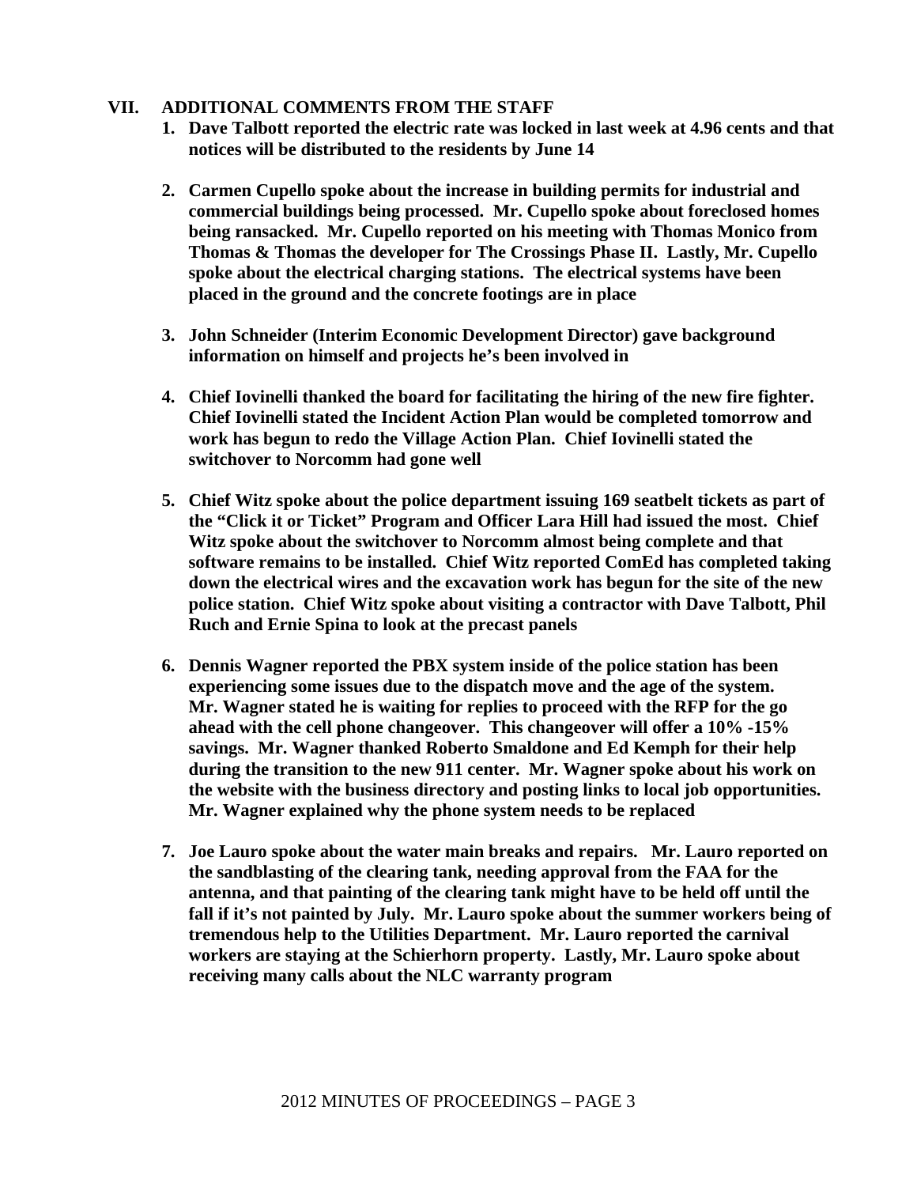## VII. ADDITIONAL COMMENTS FROM THE STAFF

1. **Dave Talbott reported the electric rate was locked in last week at 4.96 cents and that notices will be distributed to the residents by June 14**

2. **Carmen Cupello spoke about the increase in building permits for industrial and commercial buildings being processed. Mr. Cupello spoke about foreclosed homes being ransacked. Mr. Cupello reported on his meeting with Thomas Monico from Thomas & Thomas the developer for The Crossings Phase II. Lastly, Mr. Cupello spoke about the electrical charging stations. The electrical systems have been placed in the ground and the concrete footings are in place**

3. **John Schneider (Interim Economic Development Director) gave background information on himself and projects he's been involved in**

4. **Chief Iovinelli thanked the board for facilitating the hiring of the new fire fighter. Chief Iovinelli stated the Incident Action Plan would be completed tomorrow and work has begun to redo the Village Action Plan. Chief Iovinelli stated the switchover to Norcomm had gone well**

5. **Chief Witz spoke about the police department issuing 169 seatbelt tickets as part of the "Click it or Ticket" Program and Officer Lara Hill had issued the most. Chief Witz spoke about the switchover to Norcomm almost being complete and that software remains to be installed. Chief Witz reported ComEd has completed taking down the electrical wires and the excavation work has begun for the site of the new police station. Chief Witz spoke about visiting a contractor with Dave Talbott, Phil Ruch and Ernie Spina to look at the precast panels**

6. **Dennis Wagner reported the PBX system inside of the police station has been experiencing some issues due to the dispatch move and the age of the system. Mr. Wagner stated he is waiting for replies to proceed with the RFP for the go ahead with the cell phone changeover. This changeover will offer a 10% -15% savings. Mr. Wagner thanked Roberto Smaldone and Ed Kemph for their help during the transition to the new 911 center. Mr. Wagner spoke about his work on the website with the business directory and posting links to local job opportunities. Mr. Wagner explained why the phone system needs to be replaced**

7. **Joe Lauro spoke about the water main breaks and repairs. Mr. Lauro reported on the sandblasting of the clearing tank, needing approval from the FAA for the antenna, and that painting of the clearing tank might have to be held off until the fall if it's not painted by July. Mr. Lauro spoke about the summer workers being of tremendous help to the Utilities Department. Mr. Lauro reported the carnival workers are staying at the Schierhorn property. Lastly, Mr. Lauro spoke about receiving many calls about the NLC warranty program**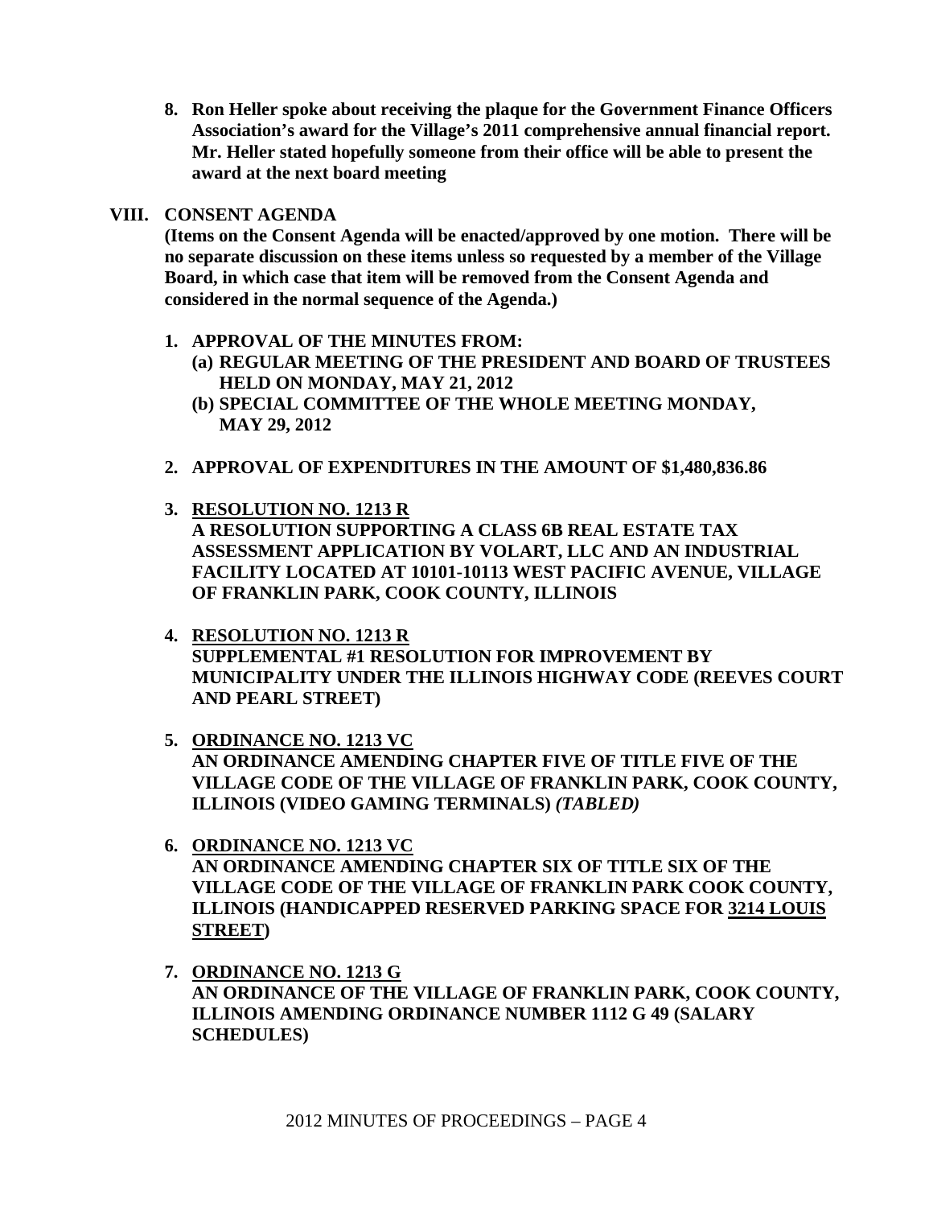8. **Ron Heller spoke about receiving the plaque for the Government Finance Officers Association's award for the Village's 2011 comprehensive annual financial report. Mr. Heller stated hopefully someone from their office will be able to present the award at the next board meeting**

## VIII. CONSENT AGENDA

**(Items on the Consent Agenda will be enacted/approved by one motion. There will be no separate discussion on these items unless so requested by a member of the Village Board, in which case that item will be removed from the Consent Agenda and considered in the normal sequence of the Agenda.)**

1. **APPROVAL OF THE MINUTES FROM:**
   - **(a) REGULAR MEETING OF THE PRESIDENT AND BOARD OF TRUSTEES HELD ON MONDAY, MAY 21, 2012**
   - **(b) SPECIAL COMMITTEE OF THE WHOLE MEETING MONDAY, MAY 29, 2012**

2. **APPROVAL OF EXPENDITURES IN THE AMOUNT OF $1,480,836.86**

3. **<u>RESOLUTION NO. 1213 R</u>**
   **A RESOLUTION SUPPORTING A CLASS 6B REAL ESTATE TAX ASSESSMENT APPLICATION BY VOLART, LLC AND AN INDUSTRIAL FACILITY LOCATED AT 10101-10113 WEST PACIFIC AVENUE, VILLAGE OF FRANKLIN PARK, COOK COUNTY, ILLINOIS**

4. **<u>RESOLUTION NO. 1213 R</u>**
   **SUPPLEMENTAL #1 RESOLUTION FOR IMPROVEMENT BY MUNICIPALITY UNDER THE ILLINOIS HIGHWAY CODE (REEVES COURT AND PEARL STREET)**

5. **<u>ORDINANCE NO. 1213 VC</u>**
   **AN ORDINANCE AMENDING CHAPTER FIVE OF TITLE FIVE OF THE VILLAGE CODE OF THE VILLAGE OF FRANKLIN PARK, COOK COUNTY, ILLINOIS (VIDEO GAMING TERMINALS) *(TABLED)***

6. **<u>ORDINANCE NO. 1213 VC</u>**
   **AN ORDINANCE AMENDING CHAPTER SIX OF TITLE SIX OF THE VILLAGE CODE OF THE VILLAGE OF FRANKLIN PARK COOK COUNTY, ILLINOIS (HANDICAPPED RESERVED PARKING SPACE FOR <u>3214 LOUIS STREET</u>)**

7. **<u>ORDINANCE NO. 1213 G</u>**
   **AN ORDINANCE OF THE VILLAGE OF FRANKLIN PARK, COOK COUNTY, ILLINOIS AMENDING ORDINANCE NUMBER 1112 G 49 (SALARY SCHEDULES)**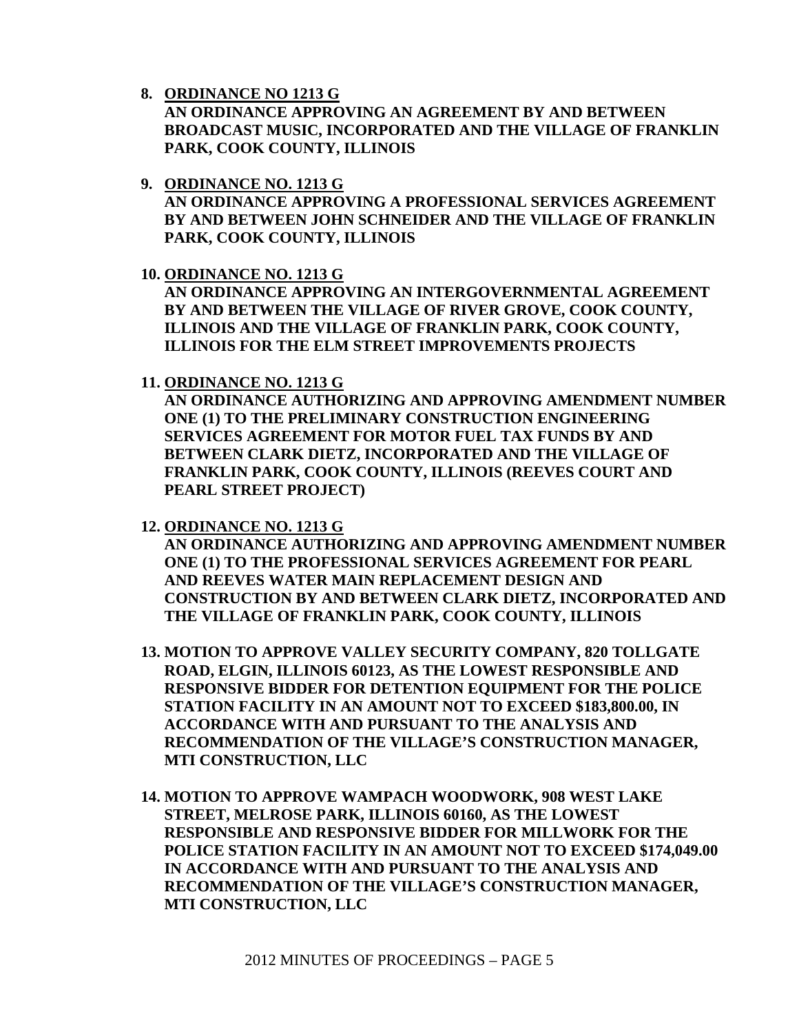8. **<u>ORDINANCE NO 1213 G</u>**
   **AN ORDINANCE APPROVING AN AGREEMENT BY AND BETWEEN BROADCAST MUSIC, INCORPORATED AND THE VILLAGE OF FRANKLIN PARK, COOK COUNTY, ILLINOIS**

9. **<u>ORDINANCE NO. 1213 G</u>**
   **AN ORDINANCE APPROVING A PROFESSIONAL SERVICES AGREEMENT BY AND BETWEEN JOHN SCHNEIDER AND THE VILLAGE OF FRANKLIN PARK, COOK COUNTY, ILLINOIS**

10. **<u>ORDINANCE NO. 1213 G</u>**
    **AN ORDINANCE APPROVING AN INTERGOVERNMENTAL AGREEMENT BY AND BETWEEN THE VILLAGE OF RIVER GROVE, COOK COUNTY, ILLINOIS AND THE VILLAGE OF FRANKLIN PARK, COOK COUNTY, ILLINOIS FOR THE ELM STREET IMPROVEMENTS PROJECTS**

11. **<u>ORDINANCE NO. 1213 G</u>**
    **AN ORDINANCE AUTHORIZING AND APPROVING AMENDMENT NUMBER ONE (1) TO THE PRELIMINARY CONSTRUCTION ENGINEERING SERVICES AGREEMENT FOR MOTOR FUEL TAX FUNDS BY AND BETWEEN CLARK DIETZ, INCORPORATED AND THE VILLAGE OF FRANKLIN PARK, COOK COUNTY, ILLINOIS (REEVES COURT AND PEARL STREET PROJECT)**

12. **<u>ORDINANCE NO. 1213 G</u>**
    **AN ORDINANCE AUTHORIZING AND APPROVING AMENDMENT NUMBER ONE (1) TO THE PROFESSIONAL SERVICES AGREEMENT FOR PEARL AND REEVES WATER MAIN REPLACEMENT DESIGN AND CONSTRUCTION BY AND BETWEEN CLARK DIETZ, INCORPORATED AND THE VILLAGE OF FRANKLIN PARK, COOK COUNTY, ILLINOIS**

13. **MOTION TO APPROVE VALLEY SECURITY COMPANY, 820 TOLLGATE ROAD, ELGIN, ILLINOIS 60123, AS THE LOWEST RESPONSIBLE AND RESPONSIVE BIDDER FOR DETENTION EQUIPMENT FOR THE POLICE STATION FACILITY IN AN AMOUNT NOT TO EXCEED $183,800.00, IN ACCORDANCE WITH AND PURSUANT TO THE ANALYSIS AND RECOMMENDATION OF THE VILLAGE'S CONSTRUCTION MANAGER, MTI CONSTRUCTION, LLC**

14. **MOTION TO APPROVE WAMPACH WOODWORK, 908 WEST LAKE STREET, MELROSE PARK, ILLINOIS 60160, AS THE LOWEST RESPONSIBLE AND RESPONSIVE BIDDER FOR MILLWORK FOR THE POLICE STATION FACILITY IN AN AMOUNT NOT TO EXCEED $174,049.00 IN ACCORDANCE WITH AND PURSUANT TO THE ANALYSIS AND RECOMMENDATION OF THE VILLAGE'S CONSTRUCTION MANAGER, MTI CONSTRUCTION, LLC**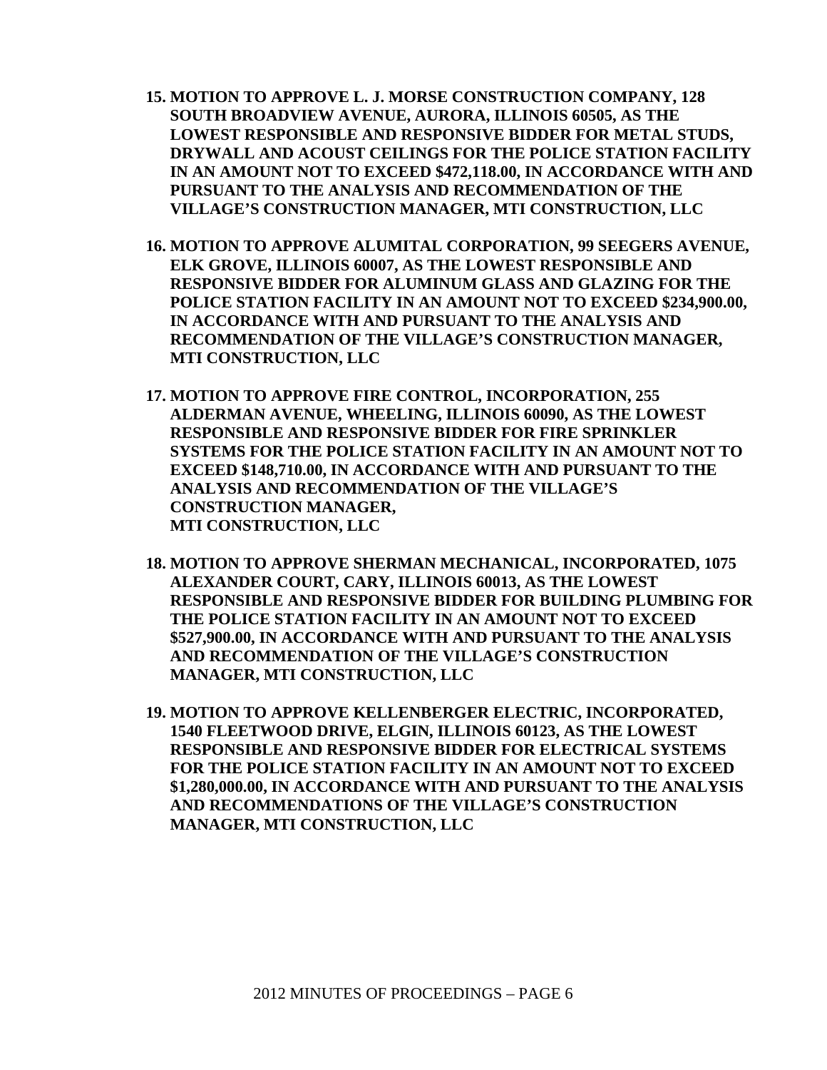15. **MOTION TO APPROVE L. J. MORSE CONSTRUCTION COMPANY, 128 SOUTH BROADVIEW AVENUE, AURORA, ILLINOIS 60505, AS THE LOWEST RESPONSIBLE AND RESPONSIVE BIDDER FOR METAL STUDS, DRYWALL AND ACOUST CEILINGS FOR THE POLICE STATION FACILITY IN AN AMOUNT NOT TO EXCEED $472,118.00, IN ACCORDANCE WITH AND PURSUANT TO THE ANALYSIS AND RECOMMENDATION OF THE VILLAGE'S CONSTRUCTION MANAGER, MTI CONSTRUCTION, LLC**

16. **MOTION TO APPROVE ALUMITAL CORPORATION, 99 SEEGERS AVENUE, ELK GROVE, ILLINOIS 60007, AS THE LOWEST RESPONSIBLE AND RESPONSIVE BIDDER FOR ALUMINUM GLASS AND GLAZING FOR THE POLICE STATION FACILITY IN AN AMOUNT NOT TO EXCEED $234,900.00, IN ACCORDANCE WITH AND PURSUANT TO THE ANALYSIS AND RECOMMENDATION OF THE VILLAGE'S CONSTRUCTION MANAGER, MTI CONSTRUCTION, LLC**

17. **MOTION TO APPROVE FIRE CONTROL, INCORPORATION, 255 ALDERMAN AVENUE, WHEELING, ILLINOIS 60090, AS THE LOWEST RESPONSIBLE AND RESPONSIVE BIDDER FOR FIRE SPRINKLER SYSTEMS FOR THE POLICE STATION FACILITY IN AN AMOUNT NOT TO EXCEED $148,710.00, IN ACCORDANCE WITH AND PURSUANT TO THE ANALYSIS AND RECOMMENDATION OF THE VILLAGE'S CONSTRUCTION MANAGER, MTI CONSTRUCTION, LLC**

18. **MOTION TO APPROVE SHERMAN MECHANICAL, INCORPORATED, 1075 ALEXANDER COURT, CARY, ILLINOIS 60013, AS THE LOWEST RESPONSIBLE AND RESPONSIVE BIDDER FOR BUILDING PLUMBING FOR THE POLICE STATION FACILITY IN AN AMOUNT NOT TO EXCEED $527,900.00, IN ACCORDANCE WITH AND PURSUANT TO THE ANALYSIS AND RECOMMENDATION OF THE VILLAGE'S CONSTRUCTION MANAGER, MTI CONSTRUCTION, LLC**

19. **MOTION TO APPROVE KELLENBERGER ELECTRIC, INCORPORATED, 1540 FLEETWOOD DRIVE, ELGIN, ILLINOIS 60123, AS THE LOWEST RESPONSIBLE AND RESPONSIVE BIDDER FOR ELECTRICAL SYSTEMS FOR THE POLICE STATION FACILITY IN AN AMOUNT NOT TO EXCEED $1,280,000.00, IN ACCORDANCE WITH AND PURSUANT TO THE ANALYSIS AND RECOMMENDATIONS OF THE VILLAGE'S CONSTRUCTION MANAGER, MTI CONSTRUCTION, LLC**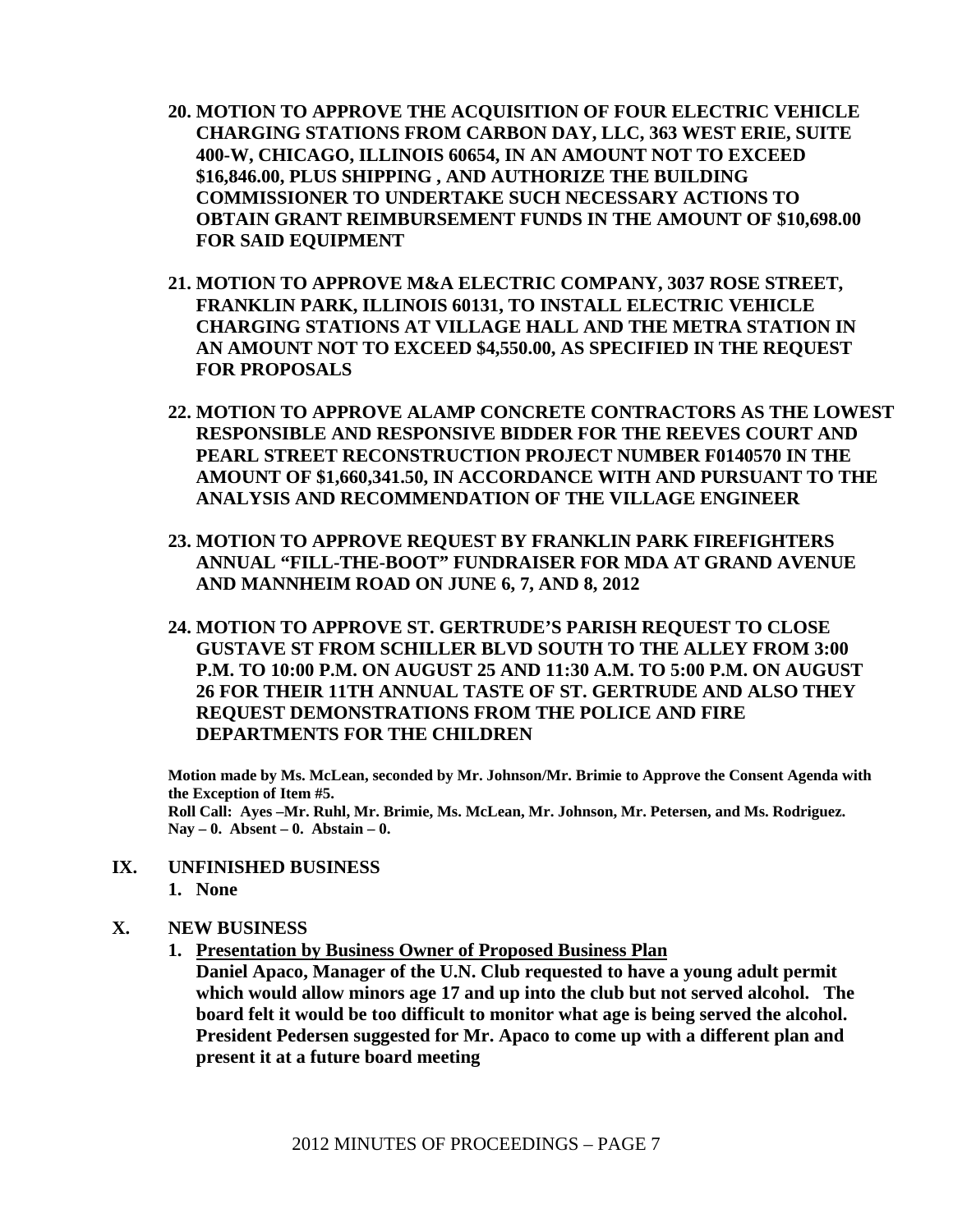20. **MOTION TO APPROVE THE ACQUISITION OF FOUR ELECTRIC VEHICLE CHARGING STATIONS FROM CARBON DAY, LLC, 363 WEST ERIE, SUITE 400-W, CHICAGO, ILLINOIS 60654, IN AN AMOUNT NOT TO EXCEED $16,846.00, PLUS SHIPPING , AND AUTHORIZE THE BUILDING COMMISSIONER TO UNDERTAKE SUCH NECESSARY ACTIONS TO OBTAIN GRANT REIMBURSEMENT FUNDS IN THE AMOUNT OF $10,698.00 FOR SAID EQUIPMENT**

21. **MOTION TO APPROVE M&A ELECTRIC COMPANY, 3037 ROSE STREET, FRANKLIN PARK, ILLINOIS 60131, TO INSTALL ELECTRIC VEHICLE CHARGING STATIONS AT VILLAGE HALL AND THE METRA STATION IN AN AMOUNT NOT TO EXCEED $4,550.00, AS SPECIFIED IN THE REQUEST FOR PROPOSALS**

22. **MOTION TO APPROVE ALAMP CONCRETE CONTRACTORS AS THE LOWEST RESPONSIBLE AND RESPONSIVE BIDDER FOR THE REEVES COURT AND PEARL STREET RECONSTRUCTION PROJECT NUMBER F0140570 IN THE AMOUNT OF $1,660,341.50, IN ACCORDANCE WITH AND PURSUANT TO THE ANALYSIS AND RECOMMENDATION OF THE VILLAGE ENGINEER**

23. **MOTION TO APPROVE REQUEST BY FRANKLIN PARK FIREFIGHTERS ANNUAL "FILL-THE-BOOT" FUNDRAISER FOR MDA AT GRAND AVENUE AND MANNHEIM ROAD ON JUNE 6, 7, AND 8, 2012**

24. **MOTION TO APPROVE ST. GERTRUDE'S PARISH REQUEST TO CLOSE GUSTAVE ST FROM SCHILLER BLVD SOUTH TO THE ALLEY FROM 3:00 P.M. TO 10:00 P.M. ON AUGUST 25 AND 11:30 A.M. TO 5:00 P.M. ON AUGUST 26 FOR THEIR 11TH ANNUAL TASTE OF ST. GERTRUDE AND ALSO THEY REQUEST DEMONSTRATIONS FROM THE POLICE AND FIRE DEPARTMENTS FOR THE CHILDREN**

**Motion made by Ms. McLean, seconded by Mr. Johnson/Mr. Brimie to Approve the Consent Agenda with the Exception of Item #5.**
**Roll Call: Ayes –Mr. Ruhl, Mr. Brimie, Ms. McLean, Mr. Johnson, Mr. Petersen, and Ms. Rodriguez. Nay – 0. Absent – 0. Abstain – 0.**

## IX. UNFINISHED BUSINESS

1. **None**

## X. NEW BUSINESS

1. **<u>Presentation by Business Owner of Proposed Business Plan</u>**
   **Daniel Apaco, Manager of the U.N. Club requested to have a young adult permit which would allow minors age 17 and up into the club but not served alcohol. The board felt it would be too difficult to monitor what age is being served the alcohol. President Pedersen suggested for Mr. Apaco to come up with a different plan and present it at a future board meeting**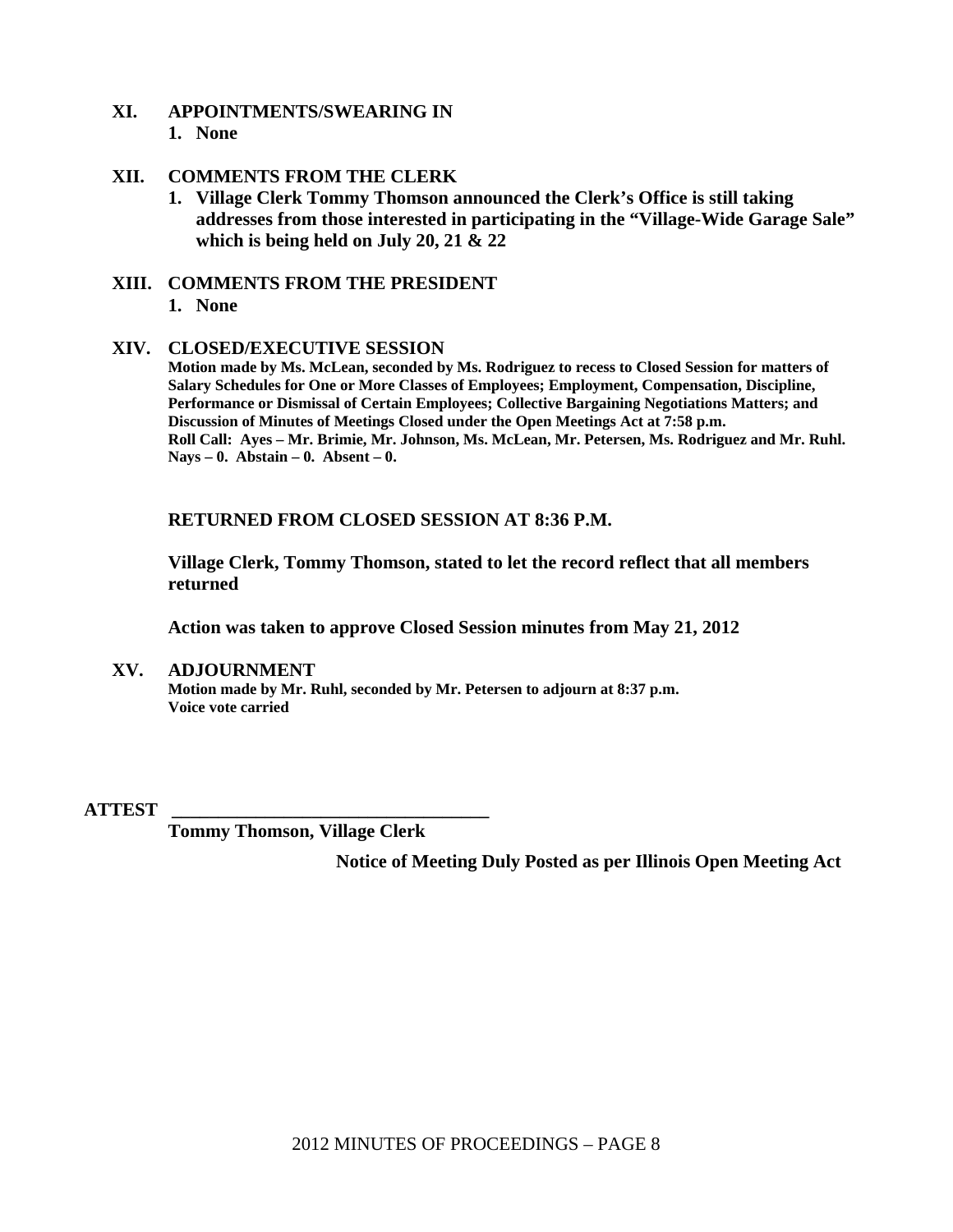## XI. APPOINTMENTS/SWEARING IN

1. **None**

## XII. COMMENTS FROM THE CLERK

1. **Village Clerk Tommy Thomson announced the Clerk's Office is still taking addresses from those interested in participating in the "Village-Wide Garage Sale" which is being held on July 20, 21 & 22**

## XIII. COMMENTS FROM THE PRESIDENT

1. **None**

## XIV. CLOSED/EXECUTIVE SESSION

**Motion made by Ms. McLean, seconded by Ms. Rodriguez to recess to Closed Session for matters of Salary Schedules for One or More Classes of Employees; Employment, Compensation, Discipline, Performance or Dismissal of Certain Employees; Collective Bargaining Negotiations Matters; and Discussion of Minutes of Meetings Closed under the Open Meetings Act at 7:58 p.m.**
**Roll Call: Ayes – Mr. Brimie, Mr. Johnson, Ms. McLean, Mr. Petersen, Ms. Rodriguez and Mr. Ruhl. Nays – 0. Abstain – 0. Absent – 0.**

**RETURNED FROM CLOSED SESSION AT 8:36 P.M.**

**Village Clerk, Tommy Thomson, stated to let the record reflect that all members returned**

**Action was taken to approve Closed Session minutes from May 21, 2012**

## XV. ADJOURNMENT

**Motion made by Mr. Ruhl, seconded by Mr. Petersen to adjourn at 8:37 p.m.**
**Voice vote carried**

**ATTEST** \_\_\_\_\_\_\_\_\_\_\_\_\_\_\_\_\_\_\_\_\_\_\_\_\_\_\_\_\_\_\_\_\_\_
**Tommy Thomson, Village Clerk**

**Notice of Meeting Duly Posted as per Illinois Open Meeting Act**